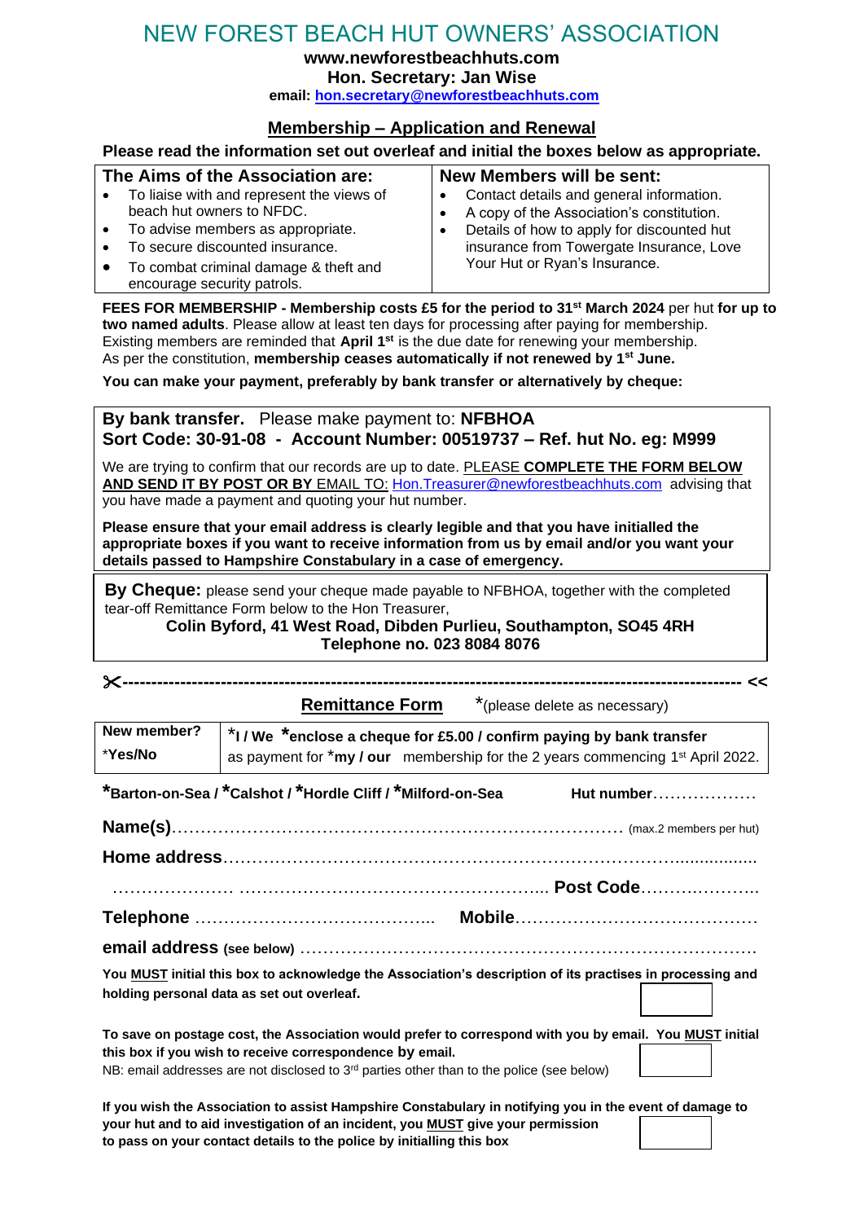# NEW FOREST BEACH HUT OWNERS' ASSOCIATION

**www.newforestbeachhuts.com**
**Hon. Secretary: Jan Wise**
**email: hon.secretary@newforestbeachhuts.com**

## Membership – Application and Renewal

**Please read the information set out overleaf and initial the boxes below as appropriate.**

| The Aims of the Association are: | New Members will be sent: |
|---|---|
| • To liaise with and represent the views of beach hut owners to NFDC.<br>• To advise members as appropriate.<br>• To secure discounted insurance.<br>• To combat criminal damage & theft and encourage security patrols. | • Contact details and general information.<br>• A copy of the Association's constitution.<br>• Details of how to apply for discounted hut insurance from Towergate Insurance, Love Your Hut or Ryan's Insurance. |

**FEES FOR MEMBERSHIP - Membership costs £5 for the period to 31st March 2024** per hut **for up to two named adults**. Please allow at least ten days for processing after paying for membership. Existing members are reminded that **April 1st** is the due date for renewing your membership. As per the constitution, **membership ceases automatically if not renewed by 1st June.**

**You can make your payment, preferably by bank transfer or alternatively by cheque:**

**By bank transfer.** Please make payment to: **NFBHOA**
**Sort Code: 30-91-08 - Account Number: 00519737 – Ref. hut No. eg: M999**

We are trying to confirm that our records are up to date. PLEASE **COMPLETE THE FORM BELOW AND SEND IT BY POST OR BY** EMAIL TO: Hon.Treasurer@newforestbeachhuts.com advising that you have made a payment and quoting your hut number.

**Please ensure that your email address is clearly legible and that you have initialled the appropriate boxes if you want to receive information from us by email and/or you want your details passed to Hampshire Constabulary in a case of emergency.**

**By Cheque:** please send your cheque made payable to NFBHOA, together with the completed tear-off Remittance Form below to the Hon Treasurer,
**Colin Byford, 41 West Road, Dibden Purlieu, Southampton, SO45 4RH**
**Telephone no. 023 8084 8076**

✂------------------------------------------------------------------------------------------------------ <<

**Remittance Form** *(please delete as necessary)

| New member? *Yes/No | *I / We *enclose a cheque for £5.00 / confirm paying by bank transfer as payment for *my / our membership for the 2 years commencing 1st April 2022. |
|---|---|

***Barton-on-Sea / *Calshot / *Hordle Cliff / *Milford-on-Sea** **Hut number**………………

**Name(s)**…………………………………………………………………… (max.2 members per hut)

**Home address**……………………………………………………………………………

………………… …………………………………………….. **Post Code**………………….

**Telephone** ………………………………….. **Mobile**……………………………………

**email address (see below)** ……………………………………………………………………

**You MUST initial this box to acknowledge the Association's description of its practises in processing and holding personal data as set out overleaf.** [ ]

**To save on postage cost, the Association would prefer to correspond with you by email. You MUST initial this box if you wish to receive correspondence by email.**
NB: email addresses are not disclosed to 3rd parties other than to the police (see below) [ ]

**If you wish the Association to assist Hampshire Constabulary in notifying you in the event of damage to your hut and to aid investigation of an incident, you MUST give your permission to pass on your contact details to the police by initialling this box** [ ]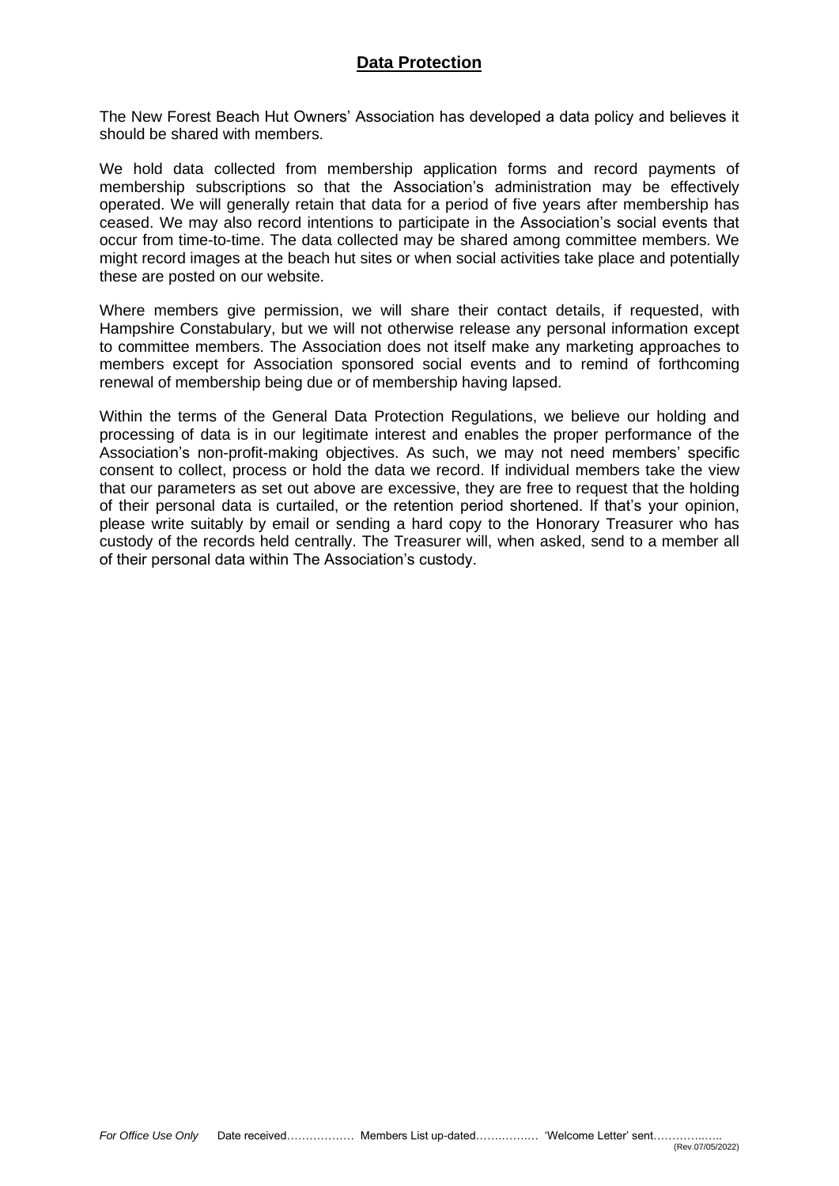## Data Protection

The New Forest Beach Hut Owners' Association has developed a data policy and believes it should be shared with members.

We hold data collected from membership application forms and record payments of membership subscriptions so that the Association's administration may be effectively operated. We will generally retain that data for a period of five years after membership has ceased. We may also record intentions to participate in the Association's social events that occur from time-to-time. The data collected may be shared among committee members. We might record images at the beach hut sites or when social activities take place and potentially these are posted on our website.

Where members give permission, we will share their contact details, if requested, with Hampshire Constabulary, but we will not otherwise release any personal information except to committee members. The Association does not itself make any marketing approaches to members except for Association sponsored social events and to remind of forthcoming renewal of membership being due or of membership having lapsed.

Within the terms of the General Data Protection Regulations, we believe our holding and processing of data is in our legitimate interest and enables the proper performance of the Association's non-profit-making objectives. As such, we may not need members' specific consent to collect, process or hold the data we record. If individual members take the view that our parameters as set out above are excessive, they are free to request that the holding of their personal data is curtailed, or the retention period shortened. If that's your opinion, please write suitably by email or sending a hard copy to the Honorary Treasurer who has custody of the records held centrally. The Treasurer will, when asked, send to a member all of their personal data within The Association's custody.

*For Office Use Only* Date received……………… Members List up-dated……………. 'Welcome Letter' sent……………..

(Rev.07/05/2022)